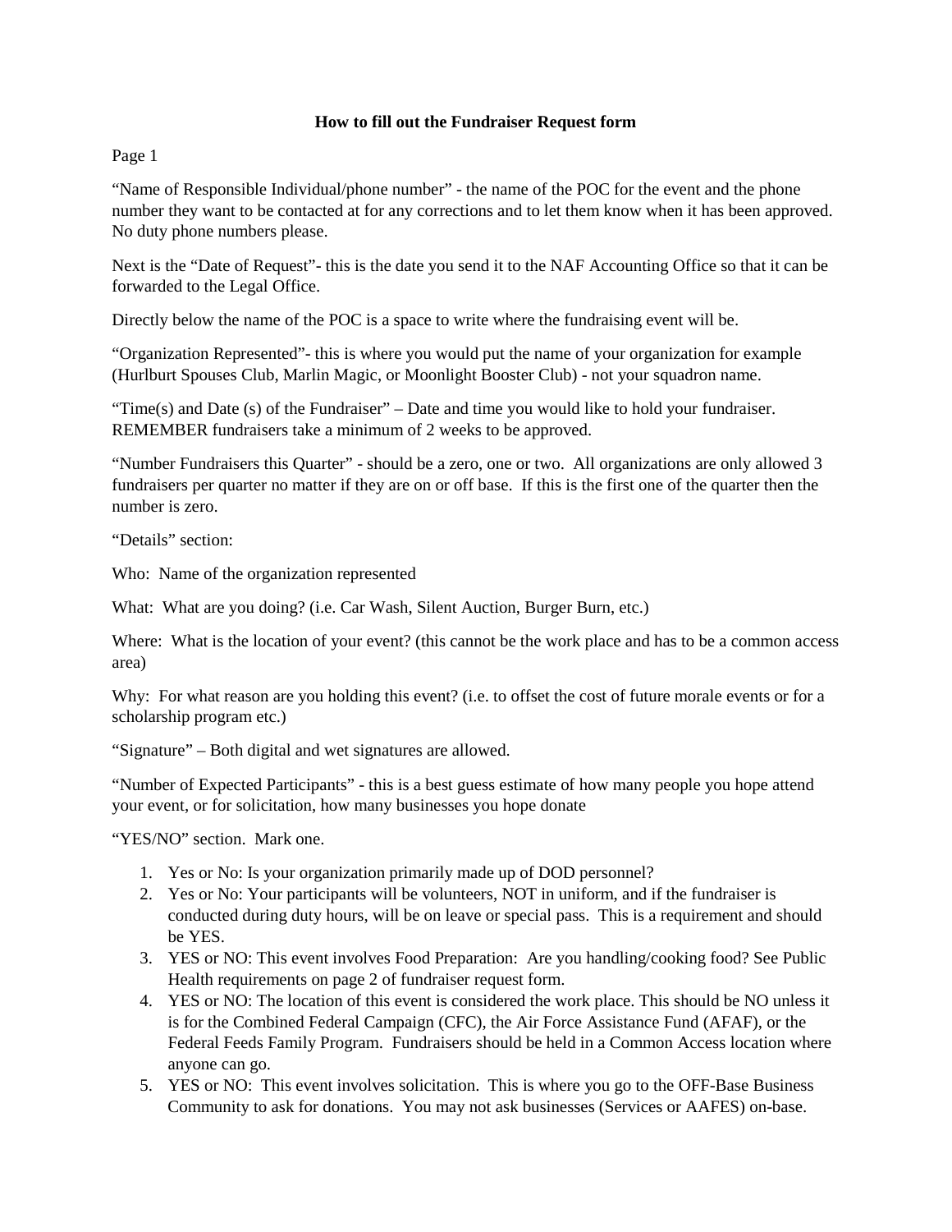# How to fill out the Fundraiser Request form

Page 1

"Name of Responsible Individual/phone number" - the name of the POC for the event and the phone number they want to be contacted at for any corrections and to let them know when it has been approved. No duty phone numbers please.

Next is the "Date of Request"- this is the date you send it to the NAF Accounting Office so that it can be forwarded to the Legal Office.

Directly below the name of the POC is a space to write where the fundraising event will be.

"Organization Represented"- this is where you would put the name of your organization for example (Hurlburt Spouses Club, Marlin Magic, or Moonlight Booster Club) - not your squadron name.

"Time(s) and Date (s) of the Fundraiser" – Date and time you would like to hold your fundraiser. REMEMBER fundraisers take a minimum of 2 weeks to be approved.

"Number Fundraisers this Quarter" - should be a zero, one or two. All organizations are only allowed 3 fundraisers per quarter no matter if they are on or off base. If this is the first one of the quarter then the number is zero.

"Details" section:

Who: Name of the organization represented

What: What are you doing? (i.e. Car Wash, Silent Auction, Burger Burn, etc.)

Where: What is the location of your event? (this cannot be the work place and has to be a common access area)

Why: For what reason are you holding this event? (i.e. to offset the cost of future morale events or for a scholarship program etc.)

"Signature" – Both digital and wet signatures are allowed.

"Number of Expected Participants" - this is a best guess estimate of how many people you hope attend your event, or for solicitation, how many businesses you hope donate

"YES/NO" section. Mark one.

1. Yes or No: Is your organization primarily made up of DOD personnel?
2. Yes or No: Your participants will be volunteers, NOT in uniform, and if the fundraiser is conducted during duty hours, will be on leave or special pass. This is a requirement and should be YES.
3. YES or NO: This event involves Food Preparation: Are you handling/cooking food? See Public Health requirements on page 2 of fundraiser request form.
4. YES or NO: The location of this event is considered the work place. This should be NO unless it is for the Combined Federal Campaign (CFC), the Air Force Assistance Fund (AFAF), or the Federal Feeds Family Program. Fundraisers should be held in a Common Access location where anyone can go.
5. YES or NO: This event involves solicitation. This is where you go to the OFF-Base Business Community to ask for donations. You may not ask businesses (Services or AAFES) on-base.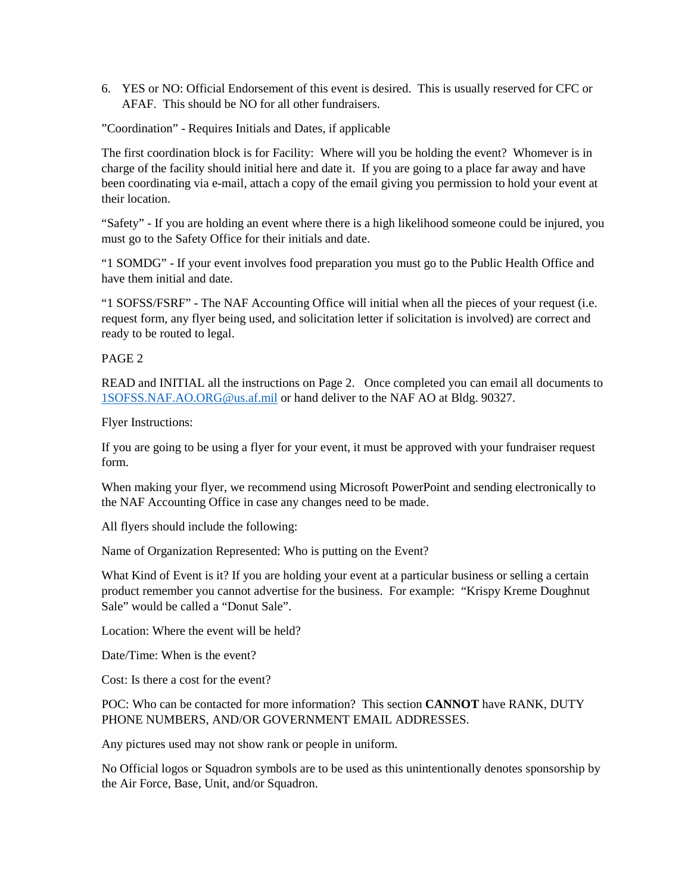6. YES or NO: Official Endorsement of this event is desired. This is usually reserved for CFC or AFAF. This should be NO for all other fundraisers.

"Coordination" - Requires Initials and Dates, if applicable

The first coordination block is for Facility: Where will you be holding the event? Whomever is in charge of the facility should initial here and date it. If you are going to a place far away and have been coordinating via e-mail, attach a copy of the email giving you permission to hold your event at their location.

"Safety" - If you are holding an event where there is a high likelihood someone could be injured, you must go to the Safety Office for their initials and date.

"1 SOMDG" - If your event involves food preparation you must go to the Public Health Office and have them initial and date.

"1 SOFSS/FSRF" - The NAF Accounting Office will initial when all the pieces of your request (i.e. request form, any flyer being used, and solicitation letter if solicitation is involved) are correct and ready to be routed to legal.

PAGE 2

READ and INITIAL all the instructions on Page 2. Once completed you can email all documents to [1SOFSS.NAF.AO.ORG@us.af.mil](mailto:1SOFSS.NAF.AO.ORG@us.af.mil) or hand deliver to the NAF AO at Bldg. 90327.

Flyer Instructions:

If you are going to be using a flyer for your event, it must be approved with your fundraiser request form.

When making your flyer, we recommend using Microsoft PowerPoint and sending electronically to the NAF Accounting Office in case any changes need to be made.

All flyers should include the following:

Name of Organization Represented: Who is putting on the Event?

What Kind of Event is it? If you are holding your event at a particular business or selling a certain product remember you cannot advertise for the business. For example: "Krispy Kreme Doughnut Sale" would be called a "Donut Sale".

Location: Where the event will be held?

Date/Time: When is the event?

Cost: Is there a cost for the event?

POC: Who can be contacted for more information? This section **CANNOT** have RANK, DUTY PHONE NUMBERS, AND/OR GOVERNMENT EMAIL ADDRESSES.

Any pictures used may not show rank or people in uniform.

No Official logos or Squadron symbols are to be used as this unintentionally denotes sponsorship by the Air Force, Base, Unit, and/or Squadron.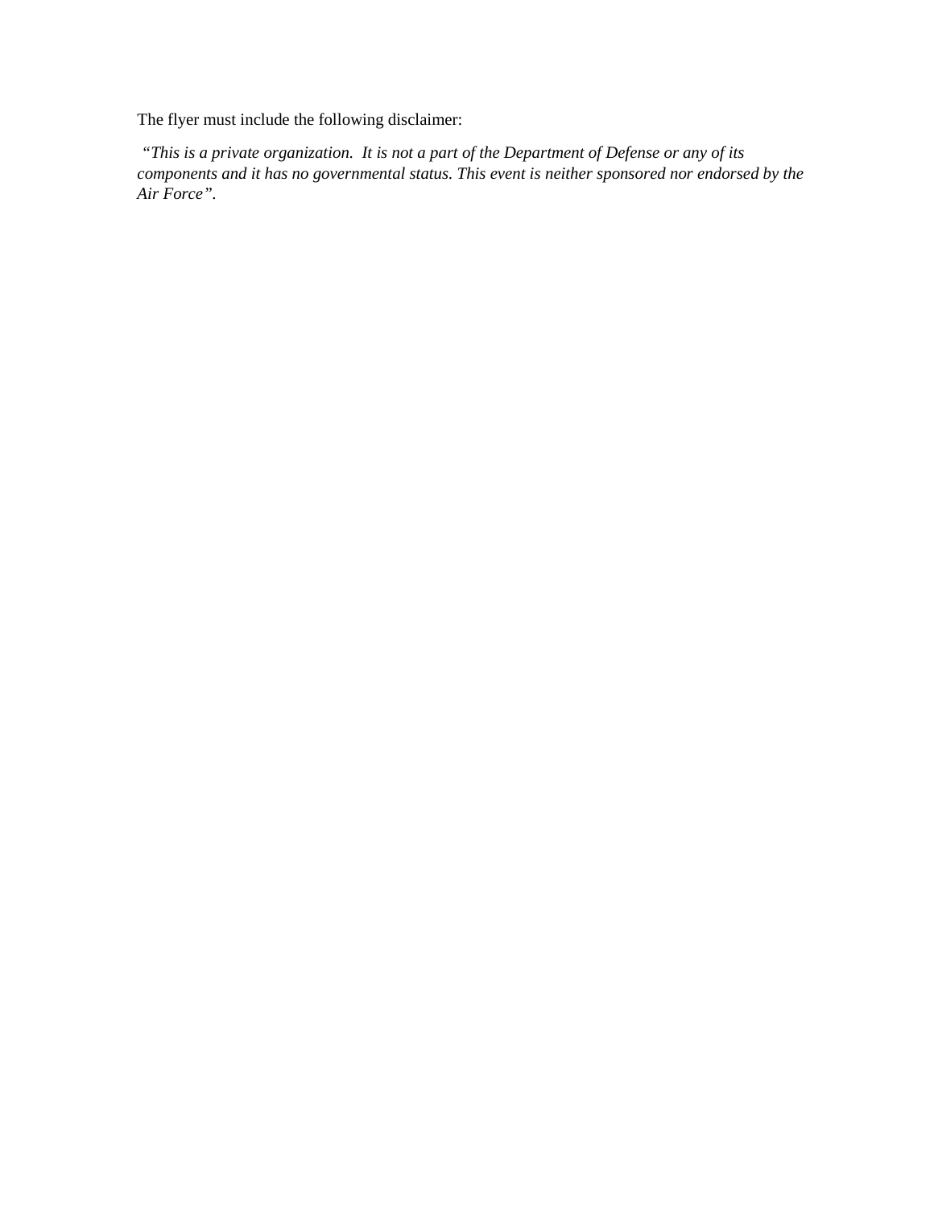The flyer must include the following disclaimer:

*"This is a private organization. It is not a part of the Department of Defense or any of its components and it has no governmental status. This event is neither sponsored nor endorsed by the Air Force"*.